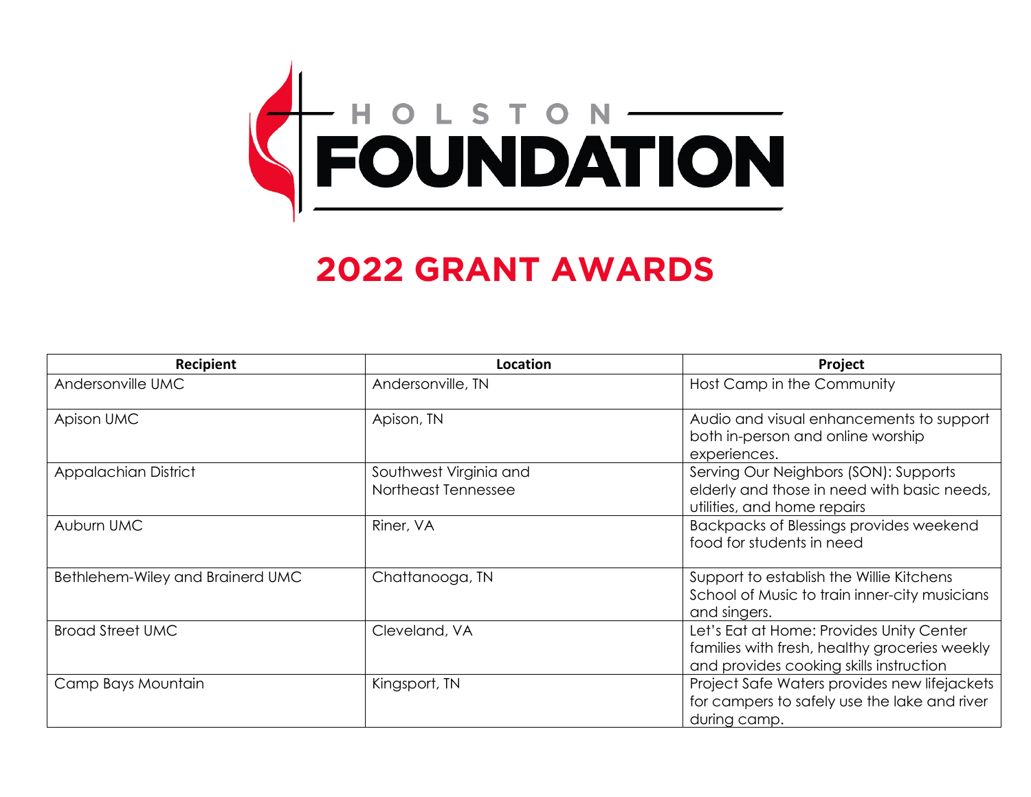# HOLSTON FOUNDATION

## 2022 GRANT AWARDS

| Recipient | Location | Project |
|---|---|---|
| Andersonville UMC | Andersonville, TN | Host Camp in the Community |
| Apison UMC | Apison, TN | Audio and visual enhancements to support both in-person and online worship experiences. |
| Appalachian District | Southwest Virginia and Northeast Tennessee | Serving Our Neighbors (SON): Supports elderly and those in need with basic needs, utilities, and home repairs |
| Auburn UMC | Riner, VA | Backpacks of Blessings provides weekend food for students in need |
| Bethlehem-Wiley and Brainerd UMC | Chattanooga, TN | Support to establish the Willie Kitchens School of Music to train inner-city musicians and singers. |
| Broad Street UMC | Cleveland, VA | Let's Eat at Home: Provides Unity Center families with fresh, healthy groceries weekly and provides cooking skills instruction |
| Camp Bays Mountain | Kingsport, TN | Project Safe Waters provides new lifejackets for campers to safely use the lake and river during camp. |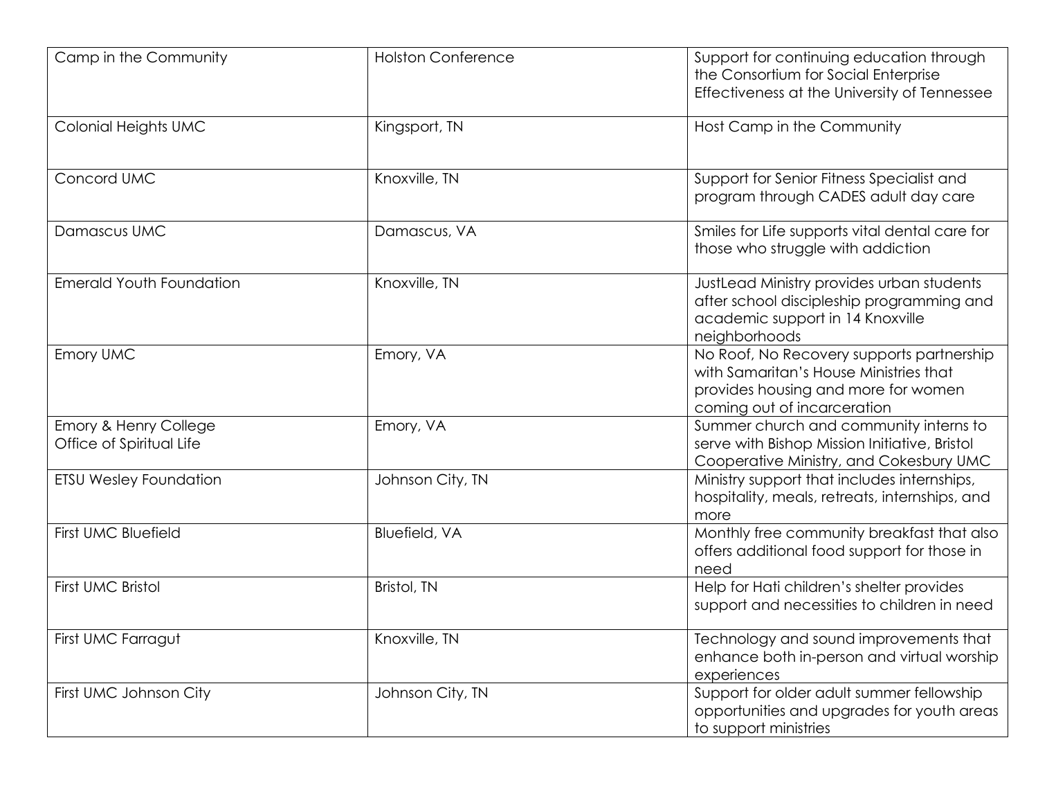| | | |
|---|---|---|
| Camp in the Community | Holston Conference | Support for continuing education through the Consortium for Social Enterprise Effectiveness at the University of Tennessee |
| Colonial Heights UMC | Kingsport, TN | Host Camp in the Community |
| Concord UMC | Knoxville, TN | Support for Senior Fitness Specialist and program through CADES adult day care |
| Damascus UMC | Damascus, VA | Smiles for Life supports vital dental care for those who struggle with addiction |
| Emerald Youth Foundation | Knoxville, TN | JustLead Ministry provides urban students after school discipleship programming and academic support in 14 Knoxville neighborhoods |
| Emory UMC | Emory, VA | No Roof, No Recovery supports partnership with Samaritan's House Ministries that provides housing and more for women coming out of incarceration |
| Emory & Henry College Office of Spiritual Life | Emory, VA | Summer church and community interns to serve with Bishop Mission Initiative, Bristol Cooperative Ministry, and Cokesbury UMC |
| ETSU Wesley Foundation | Johnson City, TN | Ministry support that includes internships, hospitality, meals, retreats, internships, and more |
| First UMC Bluefield | Bluefield, VA | Monthly free community breakfast that also offers additional food support for those in need |
| First UMC Bristol | Bristol, TN | Help for Hati children's shelter provides support and necessities to children in need |
| First UMC Farragut | Knoxville, TN | Technology and sound improvements that enhance both in-person and virtual worship experiences |
| First UMC Johnson City | Johnson City, TN | Support for older adult summer fellowship opportunities and upgrades for youth areas to support ministries |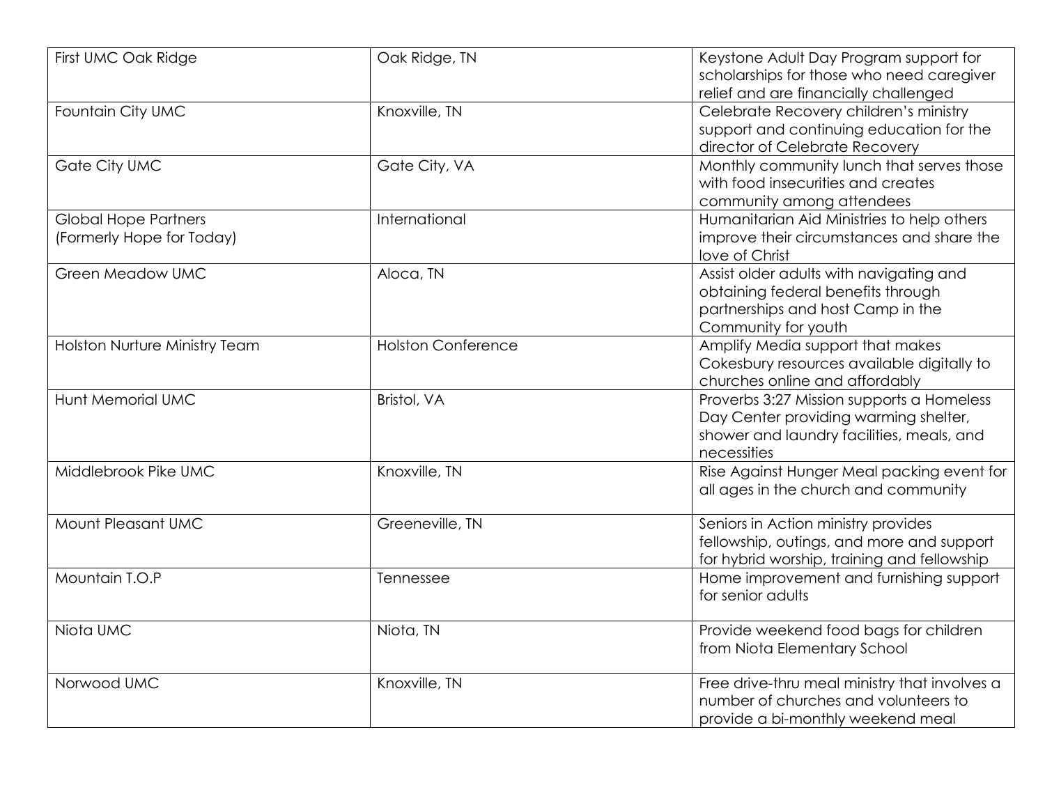| | | |
|---|---|---|
| First UMC Oak Ridge | Oak Ridge, TN | Keystone Adult Day Program support for scholarships for those who need caregiver relief and are financially challenged |
| Fountain City UMC | Knoxville, TN | Celebrate Recovery children's ministry support and continuing education for the director of Celebrate Recovery |
| Gate City UMC | Gate City, VA | Monthly community lunch that serves those with food insecurities and creates community among attendees |
| Global Hope Partners (Formerly Hope for Today) | International | Humanitarian Aid Ministries to help others improve their circumstances and share the love of Christ |
| Green Meadow UMC | Aloca, TN | Assist older adults with navigating and obtaining federal benefits through partnerships and host Camp in the Community for youth |
| Holston Nurture Ministry Team | Holston Conference | Amplify Media support that makes Cokesbury resources available digitally to churches online and affordably |
| Hunt Memorial UMC | Bristol, VA | Proverbs 3:27 Mission supports a Homeless Day Center providing warming shelter, shower and laundry facilities, meals, and necessities |
| Middlebrook Pike UMC | Knoxville, TN | Rise Against Hunger Meal packing event for all ages in the church and community |
| Mount Pleasant UMC | Greeneville, TN | Seniors in Action ministry provides fellowship, outings, and more and support for hybrid worship, training and fellowship |
| Mountain T.O.P | Tennessee | Home improvement and furnishing support for senior adults |
| Niota UMC | Niota, TN | Provide weekend food bags for children from Niota Elementary School |
| Norwood UMC | Knoxville, TN | Free drive-thru meal ministry that involves a number of churches and volunteers to provide a bi-monthly weekend meal |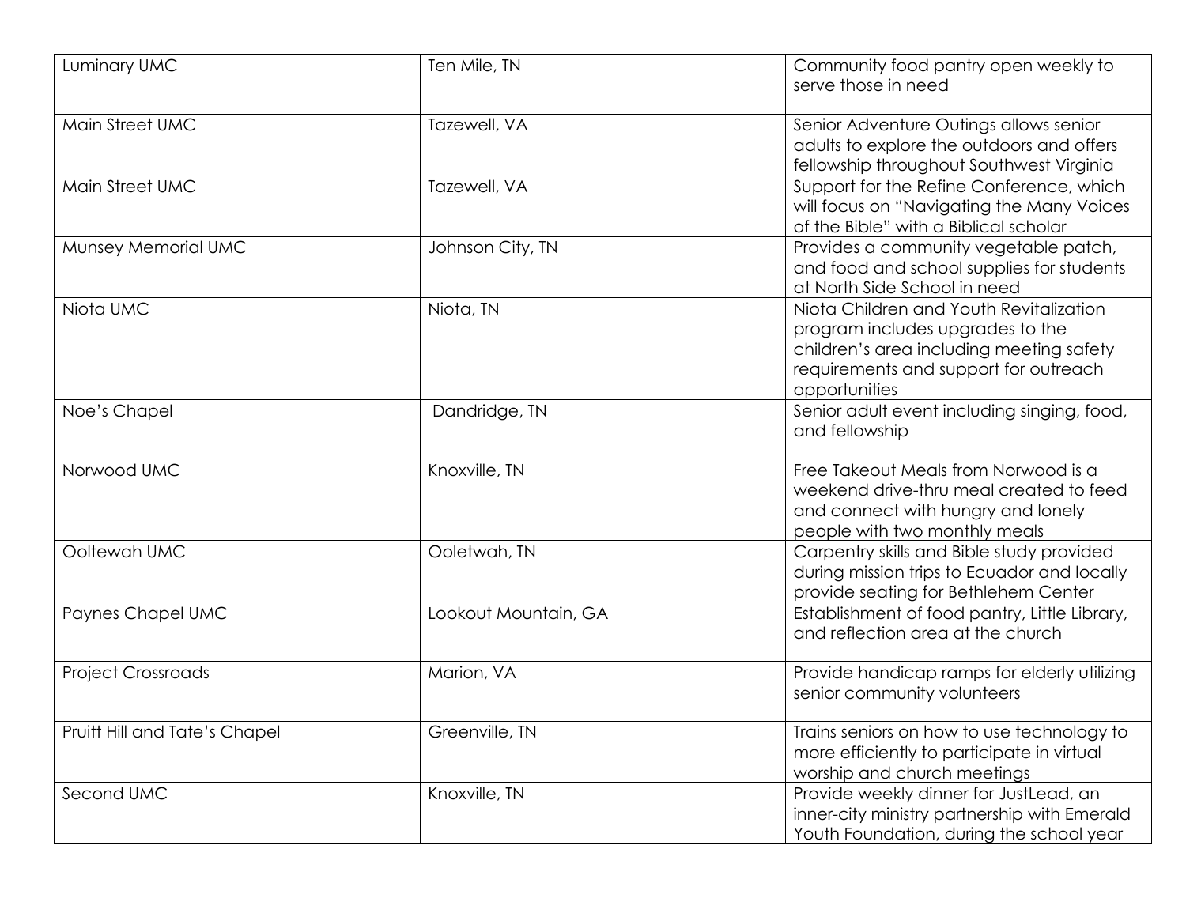| Luminary UMC | Ten Mile, TN | Community food pantry open weekly to serve those in need |
|---|---|---|
| Main Street UMC | Tazewell, VA | Senior Adventure Outings allows senior adults to explore the outdoors and offers fellowship throughout Southwest Virginia |
| Main Street UMC | Tazewell, VA | Support for the Refine Conference, which will focus on "Navigating the Many Voices of the Bible" with a Biblical scholar |
| Munsey Memorial UMC | Johnson City, TN | Provides a community vegetable patch, and food and school supplies for students at North Side School in need |
| Niota UMC | Niota, TN | Niota Children and Youth Revitalization program includes upgrades to the children's area including meeting safety requirements and support for outreach opportunities |
| Noe's Chapel | Dandridge, TN | Senior adult event including singing, food, and fellowship |
| Norwood UMC | Knoxville, TN | Free Takeout Meals from Norwood is a weekend drive-thru meal created to feed and connect with hungry and lonely people with two monthly meals |
| Ooltewah UMC | Ooletwah, TN | Carpentry skills and Bible study provided during mission trips to Ecuador and locally provide seating for Bethlehem Center |
| Paynes Chapel UMC | Lookout Mountain, GA | Establishment of food pantry, Little Library, and reflection area at the church |
| Project Crossroads | Marion, VA | Provide handicap ramps for elderly utilizing senior community volunteers |
| Pruitt Hill and Tate's Chapel | Greenville, TN | Trains seniors on how to use technology to more efficiently to participate in virtual worship and church meetings |
| Second UMC | Knoxville, TN | Provide weekly dinner for JustLead, an inner-city ministry partnership with Emerald Youth Foundation, during the school year |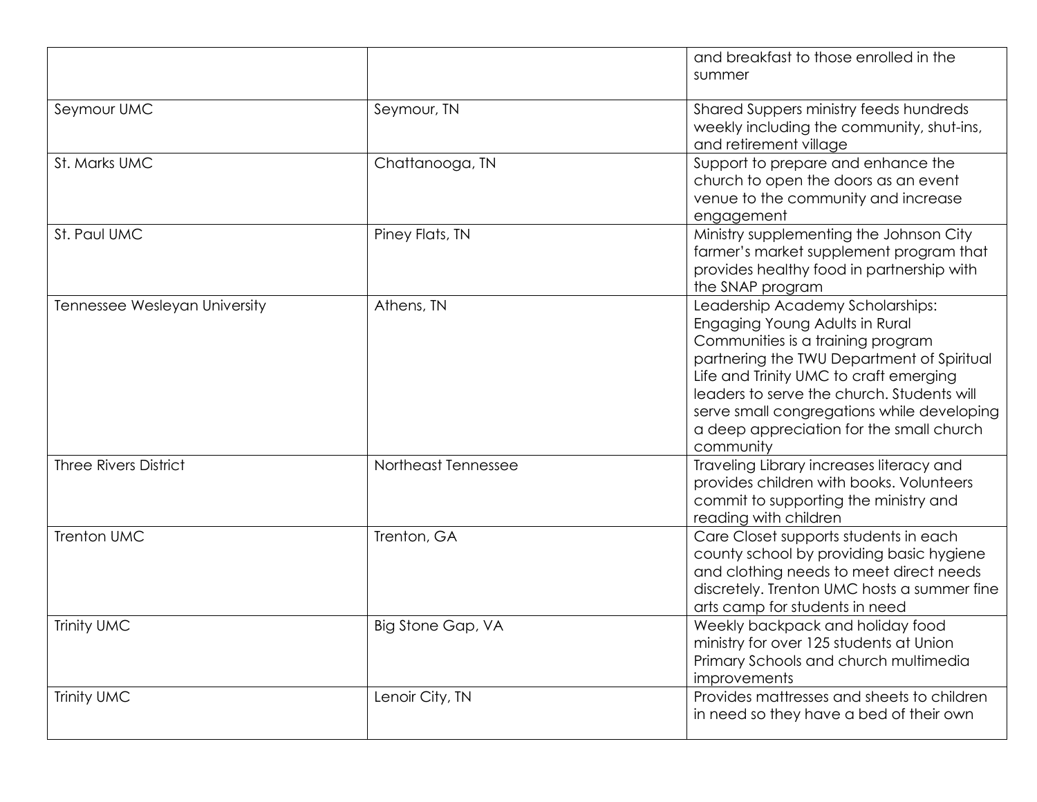| | | |
|---|---|---|
| | | and breakfast to those enrolled in the summer |
| Seymour UMC | Seymour, TN | Shared Suppers ministry feeds hundreds weekly including the community, shut-ins, and retirement village |
| St. Marks UMC | Chattanooga, TN | Support to prepare and enhance the church to open the doors as an event venue to the community and increase engagement |
| St. Paul UMC | Piney Flats, TN | Ministry supplementing the Johnson City farmer's market supplement program that provides healthy food in partnership with the SNAP program |
| Tennessee Wesleyan University | Athens, TN | Leadership Academy Scholarships: Engaging Young Adults in Rural Communities is a training program partnering the TWU Department of Spiritual Life and Trinity UMC to craft emerging leaders to serve the church. Students will serve small congregations while developing a deep appreciation for the small church community |
| Three Rivers District | Northeast Tennessee | Traveling Library increases literacy and provides children with books. Volunteers commit to supporting the ministry and reading with children |
| Trenton UMC | Trenton, GA | Care Closet supports students in each county school by providing basic hygiene and clothing needs to meet direct needs discretely. Trenton UMC hosts a summer fine arts camp for students in need |
| Trinity UMC | Big Stone Gap, VA | Weekly backpack and holiday food ministry for over 125 students at Union Primary Schools and church multimedia improvements |
| Trinity UMC | Lenoir City, TN | Provides mattresses and sheets to children in need so they have a bed of their own |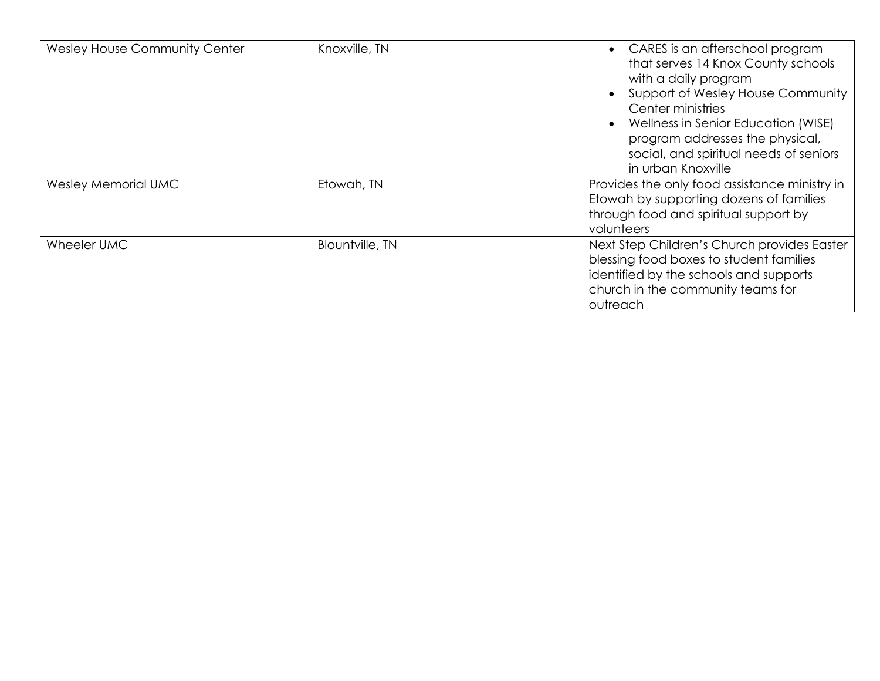| | | |
|---|---|---|
| Wesley House Community Center | Knoxville, TN | • CARES is an afterschool program that serves 14 Knox County schools with a daily program<br>• Support of Wesley House Community Center ministries<br>• Wellness in Senior Education (WISE) program addresses the physical, social, and spiritual needs of seniors in urban Knoxville |
| Wesley Memorial UMC | Etowah, TN | Provides the only food assistance ministry in Etowah by supporting dozens of families through food and spiritual support by volunteers |
| Wheeler UMC | Blountville, TN | Next Step Children's Church provides Easter blessing food boxes to student families identified by the schools and supports church in the community teams for outreach |